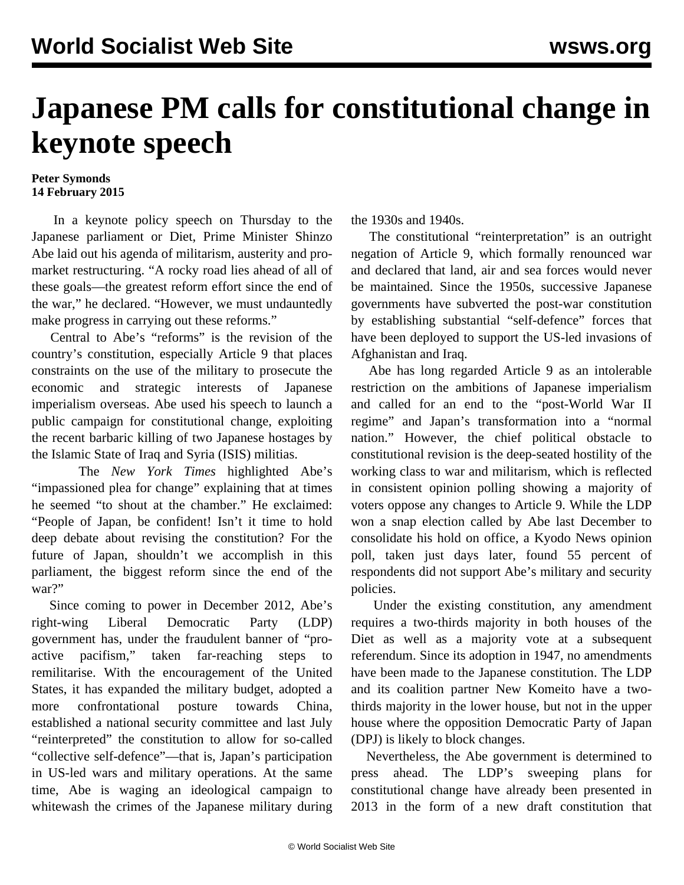# Japanese PM calls for constitutional change in keynote speech

**Peter Symonds**
**14 February 2015**

In a keynote policy speech on Thursday to the Japanese parliament or Diet, Prime Minister Shinzo Abe laid out his agenda of militarism, austerity and pro-market restructuring. "A rocky road lies ahead of all of these goals—the greatest reform effort since the end of the war," he declared. "However, we must undauntedly make progress in carrying out these reforms."

Central to Abe's "reforms" is the revision of the country's constitution, especially Article 9 that places constraints on the use of the military to prosecute the economic and strategic interests of Japanese imperialism overseas. Abe used his speech to launch a public campaign for constitutional change, exploiting the recent barbaric killing of two Japanese hostages by the Islamic State of Iraq and Syria (ISIS) militias.

The *New York Times* highlighted Abe's "impassioned plea for change" explaining that at times he seemed "to shout at the chamber." He exclaimed: "People of Japan, be confident! Isn't it time to hold deep debate about revising the constitution? For the future of Japan, shouldn't we accomplish in this parliament, the biggest reform since the end of the war?"

Since coming to power in December 2012, Abe's right-wing Liberal Democratic Party (LDP) government has, under the fraudulent banner of "pro-active pacifism," taken far-reaching steps to remilitarise. With the encouragement of the United States, it has expanded the military budget, adopted a more confrontational posture towards China, established a national security committee and last July "reinterpreted" the constitution to allow for so-called "collective self-defence"—that is, Japan's participation in US-led wars and military operations. At the same time, Abe is waging an ideological campaign to whitewash the crimes of the Japanese military during the 1930s and 1940s.

The constitutional "reinterpretation" is an outright negation of Article 9, which formally renounced war and declared that land, air and sea forces would never be maintained. Since the 1950s, successive Japanese governments have subverted the post-war constitution by establishing substantial "self-defence" forces that have been deployed to support the US-led invasions of Afghanistan and Iraq.

Abe has long regarded Article 9 as an intolerable restriction on the ambitions of Japanese imperialism and called for an end to the "post-World War II regime" and Japan's transformation into a "normal nation." However, the chief political obstacle to constitutional revision is the deep-seated hostility of the working class to war and militarism, which is reflected in consistent opinion polling showing a majority of voters oppose any changes to Article 9. While the LDP won a snap election called by Abe last December to consolidate his hold on office, a Kyodo News opinion poll, taken just days later, found 55 percent of respondents did not support Abe's military and security policies.

Under the existing constitution, any amendment requires a two-thirds majority in both houses of the Diet as well as a majority vote at a subsequent referendum. Since its adoption in 1947, no amendments have been made to the Japanese constitution. The LDP and its coalition partner New Komeito have a two-thirds majority in the lower house, but not in the upper house where the opposition Democratic Party of Japan (DPJ) is likely to block changes.

Nevertheless, the Abe government is determined to press ahead. The LDP's sweeping plans for constitutional change have already been presented in 2013 in the form of a new draft constitution that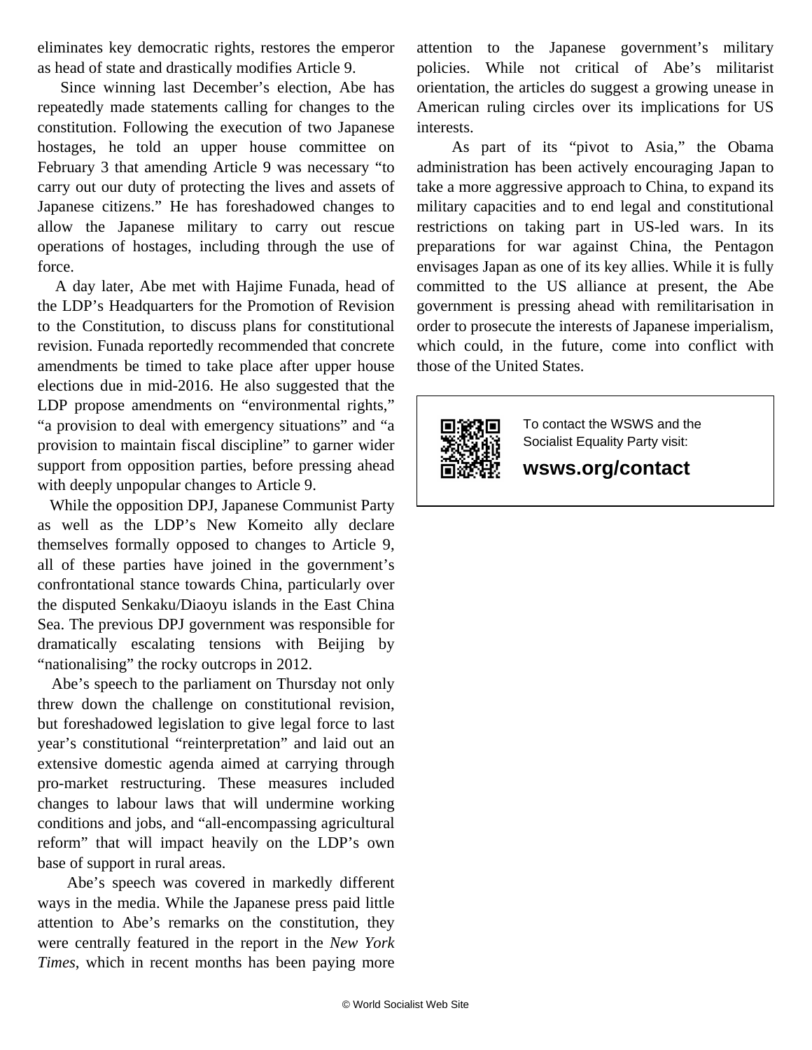eliminates key democratic rights, restores the emperor as head of state and drastically modifies Article 9.

Since winning last December's election, Abe has repeatedly made statements calling for changes to the constitution. Following the execution of two Japanese hostages, he told an upper house committee on February 3 that amending Article 9 was necessary "to carry out our duty of protecting the lives and assets of Japanese citizens." He has foreshadowed changes to allow the Japanese military to carry out rescue operations of hostages, including through the use of force.

A day later, Abe met with Hajime Funada, head of the LDP's Headquarters for the Promotion of Revision to the Constitution, to discuss plans for constitutional revision. Funada reportedly recommended that concrete amendments be timed to take place after upper house elections due in mid-2016. He also suggested that the LDP propose amendments on "environmental rights," "a provision to deal with emergency situations" and "a provision to maintain fiscal discipline" to garner wider support from opposition parties, before pressing ahead with deeply unpopular changes to Article 9.

While the opposition DPJ, Japanese Communist Party as well as the LDP's New Komeito ally declare themselves formally opposed to changes to Article 9, all of these parties have joined in the government's confrontational stance towards China, particularly over the disputed Senkaku/Diaoyu islands in the East China Sea. The previous DPJ government was responsible for dramatically escalating tensions with Beijing by "nationalising" the rocky outcrops in 2012.

Abe's speech to the parliament on Thursday not only threw down the challenge on constitutional revision, but foreshadowed legislation to give legal force to last year's constitutional "reinterpretation" and laid out an extensive domestic agenda aimed at carrying through pro-market restructuring. These measures included changes to labour laws that will undermine working conditions and jobs, and "all-encompassing agricultural reform" that will impact heavily on the LDP's own base of support in rural areas.

Abe's speech was covered in markedly different ways in the media. While the Japanese press paid little attention to Abe's remarks on the constitution, they were centrally featured in the report in the *New York Times*, which in recent months has been paying more attention to the Japanese government's military policies. While not critical of Abe's militarist orientation, the articles do suggest a growing unease in American ruling circles over its implications for US interests.

As part of its "pivot to Asia," the Obama administration has been actively encouraging Japan to take a more aggressive approach to China, to expand its military capacities and to end legal and constitutional restrictions on taking part in US-led wars. In its preparations for war against China, the Pentagon envisages Japan as one of its key allies. While it is fully committed to the US alliance at present, the Abe government is pressing ahead with remilitarisation in order to prosecute the interests of Japanese imperialism, which could, in the future, come into conflict with those of the United States.

To contact the WSWS and the Socialist Equality Party visit:

**wsws.org/contact**